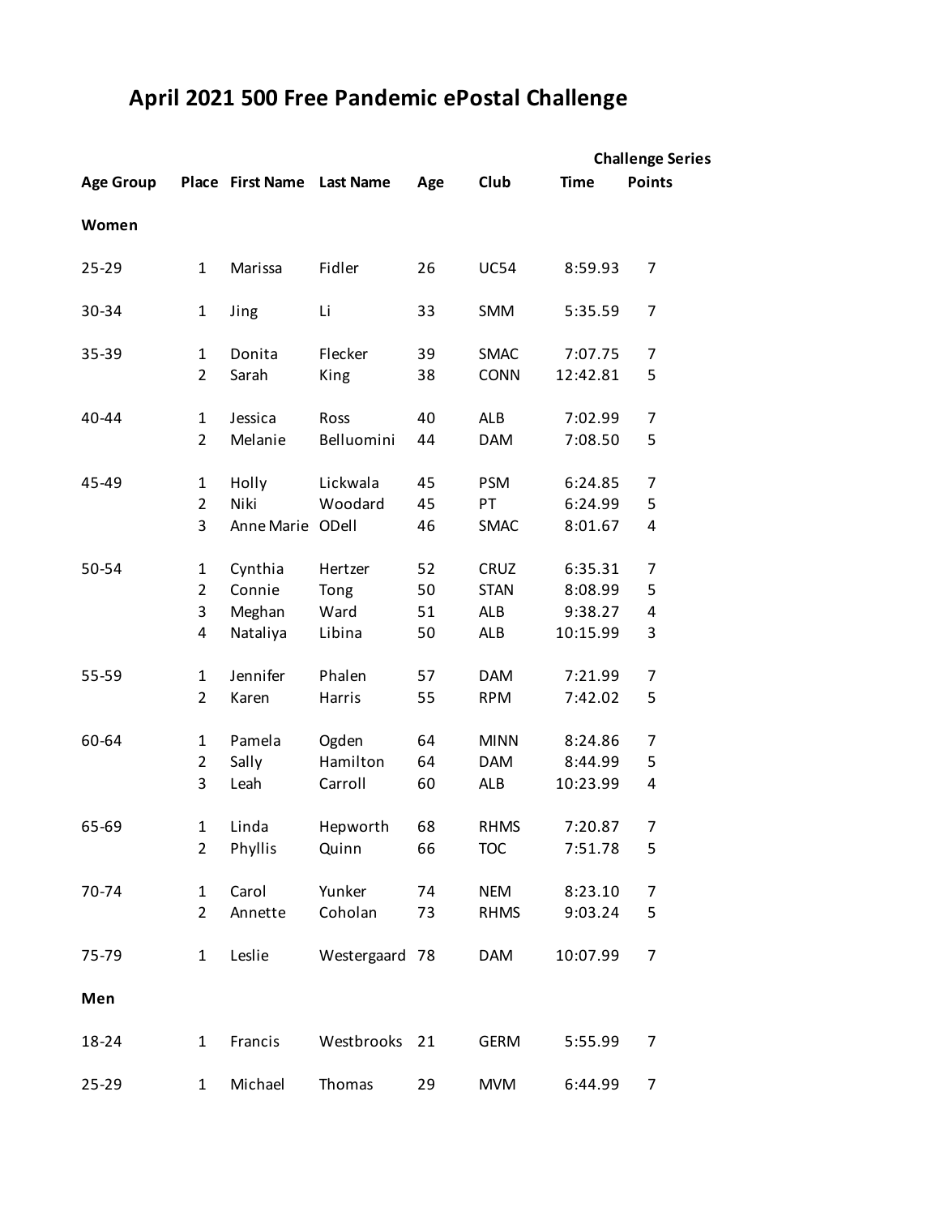# April 2021 500 Free Pandemic ePostal Challenge

| Age Group | Place | First Name | Last Name | Age | Club | Time | Challenge Series Points |
|---|---|---|---|---|---|---|---|
| **Women** | | | | | | | |
| 25-29 | 1 | Marissa | Fidler | 26 | UC54 | 8:59.93 | 7 |
| 30-34 | 1 | Jing | Li | 33 | SMM | 5:35.59 | 7 |
| 35-39 | 1 | Donita | Flecker | 39 | SMAC | 7:07.75 | 7 |
| | 2 | Sarah | King | 38 | CONN | 12:42.81 | 5 |
| 40-44 | 1 | Jessica | Ross | 40 | ALB | 7:02.99 | 7 |
| | 2 | Melanie | Belluomini | 44 | DAM | 7:08.50 | 5 |
| 45-49 | 1 | Holly | Lickwala | 45 | PSM | 6:24.85 | 7 |
| | 2 | Niki | Woodard | 45 | PT | 6:24.99 | 5 |
| | 3 | Anne Marie | ODell | 46 | SMAC | 8:01.67 | 4 |
| 50-54 | 1 | Cynthia | Hertzer | 52 | CRUZ | 6:35.31 | 7 |
| | 2 | Connie | Tong | 50 | STAN | 8:08.99 | 5 |
| | 3 | Meghan | Ward | 51 | ALB | 9:38.27 | 4 |
| | 4 | Nataliya | Libina | 50 | ALB | 10:15.99 | 3 |
| 55-59 | 1 | Jennifer | Phalen | 57 | DAM | 7:21.99 | 7 |
| | 2 | Karen | Harris | 55 | RPM | 7:42.02 | 5 |
| 60-64 | 1 | Pamela | Ogden | 64 | MINN | 8:24.86 | 7 |
| | 2 | Sally | Hamilton | 64 | DAM | 8:44.99 | 5 |
| | 3 | Leah | Carroll | 60 | ALB | 10:23.99 | 4 |
| 65-69 | 1 | Linda | Hepworth | 68 | RHMS | 7:20.87 | 7 |
| | 2 | Phyllis | Quinn | 66 | TOC | 7:51.78 | 5 |
| 70-74 | 1 | Carol | Yunker | 74 | NEM | 8:23.10 | 7 |
| | 2 | Annette | Coholan | 73 | RHMS | 9:03.24 | 5 |
| 75-79 | 1 | Leslie | Westergaard | 78 | DAM | 10:07.99 | 7 |
| **Men** | | | | | | | |
| 18-24 | 1 | Francis | Westbrooks | 21 | GERM | 5:55.99 | 7 |
| 25-29 | 1 | Michael | Thomas | 29 | MVM | 6:44.99 | 7 |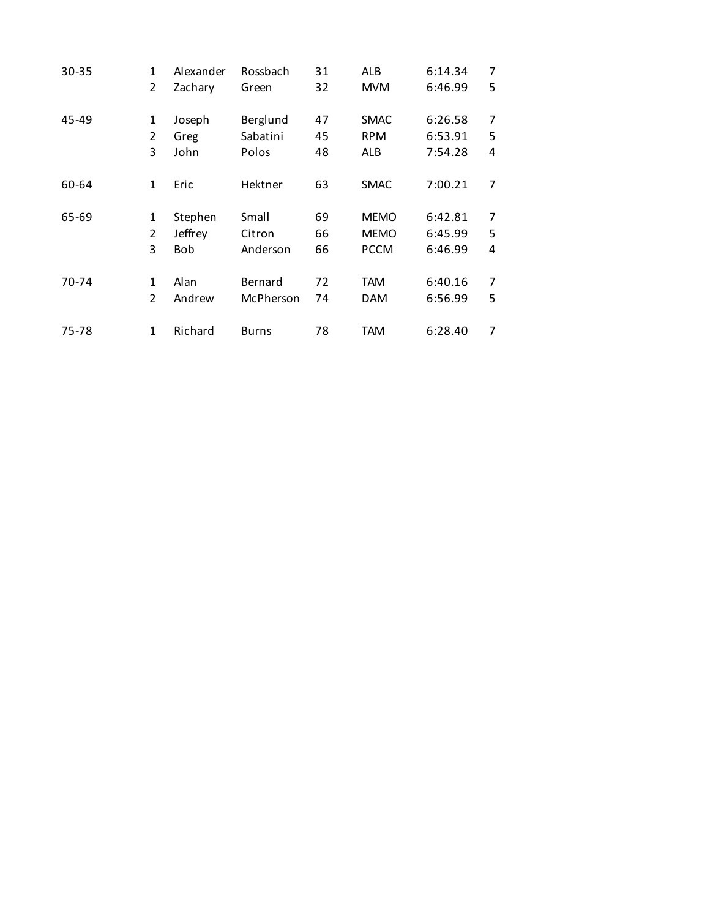| | | | | | | | |
|---|---|---|---|---|---|---|---|
| 30-35 | 1 | Alexander | Rossbach | 31 | ALB | 6:14.34 | 7 |
| | 2 | Zachary | Green | 32 | MVM | 6:46.99 | 5 |
| | | | | | | | |
| 45-49 | 1 | Joseph | Berglund | 47 | SMAC | 6:26.58 | 7 |
| | 2 | Greg | Sabatini | 45 | RPM | 6:53.91 | 5 |
| | 3 | John | Polos | 48 | ALB | 7:54.28 | 4 |
| | | | | | | | |
| 60-64 | 1 | Eric | Hektner | 63 | SMAC | 7:00.21 | 7 |
| | | | | | | | |
| 65-69 | 1 | Stephen | Small | 69 | MEMO | 6:42.81 | 7 |
| | 2 | Jeffrey | Citron | 66 | MEMO | 6:45.99 | 5 |
| | 3 | Bob | Anderson | 66 | PCCM | 6:46.99 | 4 |
| | | | | | | | |
| 70-74 | 1 | Alan | Bernard | 72 | TAM | 6:40.16 | 7 |
| | 2 | Andrew | McPherson | 74 | DAM | 6:56.99 | 5 |
| | | | | | | | |
| 75-78 | 1 | Richard | Burns | 78 | TAM | 6:28.40 | 7 |